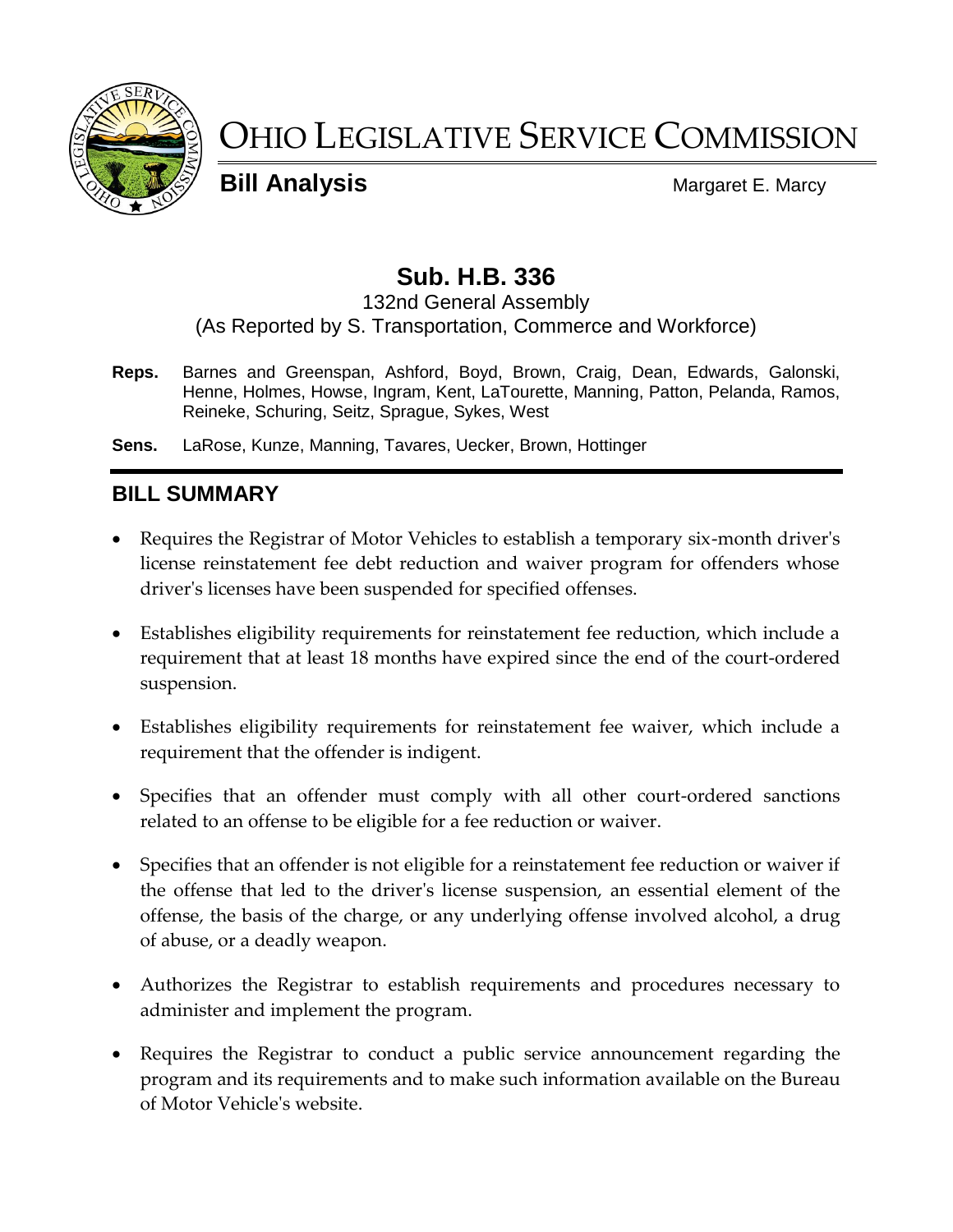# OHIO LEGISLATIVE SERVICE COMMISSION

**Bill Analysis** Margaret E. Marcy

## Sub. H.B. 336

132nd General Assembly
(As Reported by S. Transportation, Commerce and Workforce)

**Reps.** Barnes and Greenspan, Ashford, Boyd, Brown, Craig, Dean, Edwards, Galonski, Henne, Holmes, Howse, Ingram, Kent, LaTourette, Manning, Patton, Pelanda, Ramos, Reineke, Schuring, Seitz, Sprague, Sykes, West

**Sens.** LaRose, Kunze, Manning, Tavares, Uecker, Brown, Hottinger

## BILL SUMMARY

- Requires the Registrar of Motor Vehicles to establish a temporary six-month driver's license reinstatement fee debt reduction and waiver program for offenders whose driver's licenses have been suspended for specified offenses.
- Establishes eligibility requirements for reinstatement fee reduction, which include a requirement that at least 18 months have expired since the end of the court-ordered suspension.
- Establishes eligibility requirements for reinstatement fee waiver, which include a requirement that the offender is indigent.
- Specifies that an offender must comply with all other court-ordered sanctions related to an offense to be eligible for a fee reduction or waiver.
- Specifies that an offender is not eligible for a reinstatement fee reduction or waiver if the offense that led to the driver's license suspension, an essential element of the offense, the basis of the charge, or any underlying offense involved alcohol, a drug of abuse, or a deadly weapon.
- Authorizes the Registrar to establish requirements and procedures necessary to administer and implement the program.
- Requires the Registrar to conduct a public service announcement regarding the program and its requirements and to make such information available on the Bureau of Motor Vehicle's website.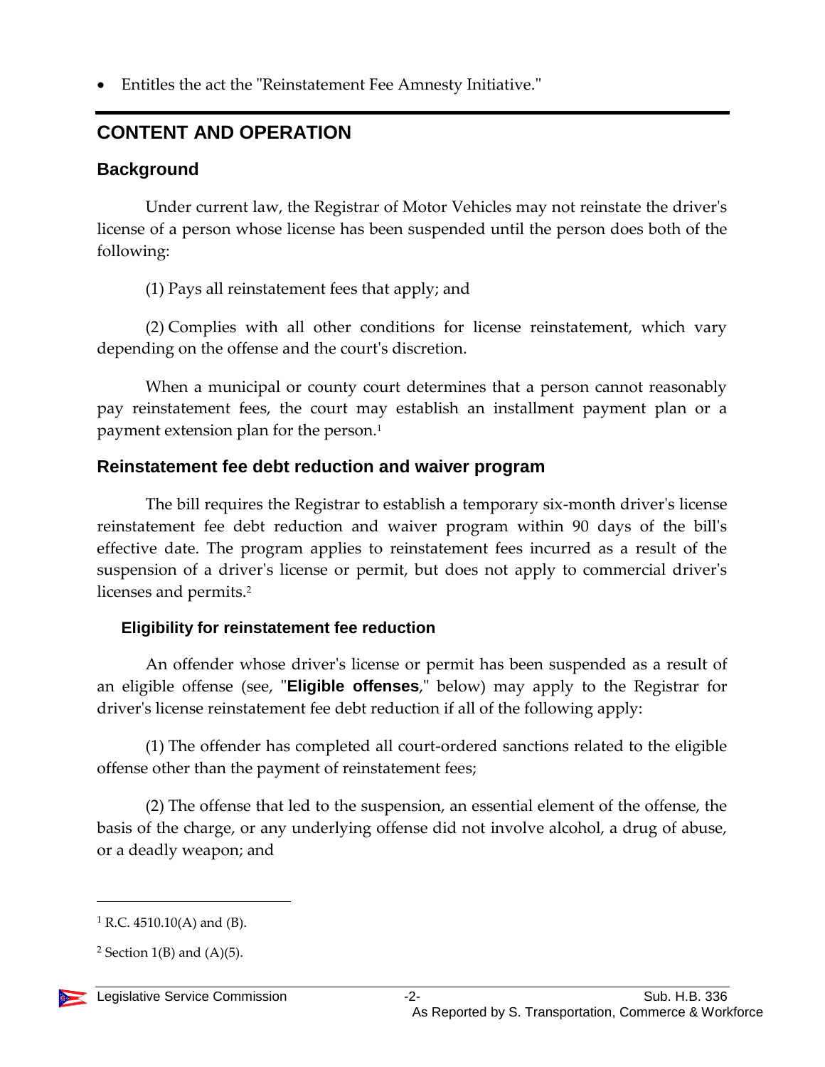- Entitles the act the "Reinstatement Fee Amnesty Initiative."

## CONTENT AND OPERATION

### Background

Under current law, the Registrar of Motor Vehicles may not reinstate the driver's license of a person whose license has been suspended until the person does both of the following:

(1) Pays all reinstatement fees that apply; and

(2) Complies with all other conditions for license reinstatement, which vary depending on the offense and the court's discretion.

When a municipal or county court determines that a person cannot reasonably pay reinstatement fees, the court may establish an installment payment plan or a payment extension plan for the person.[1]

### Reinstatement fee debt reduction and waiver program

The bill requires the Registrar to establish a temporary six-month driver's license reinstatement fee debt reduction and waiver program within 90 days of the bill's effective date. The program applies to reinstatement fees incurred as a result of the suspension of a driver's license or permit, but does not apply to commercial driver's licenses and permits.[2]

#### Eligibility for reinstatement fee reduction

An offender whose driver's license or permit has been suspended as a result of an eligible offense (see, "**Eligible offenses**," below) may apply to the Registrar for driver's license reinstatement fee debt reduction if all of the following apply:

(1) The offender has completed all court-ordered sanctions related to the eligible offense other than the payment of reinstatement fees;

(2) The offense that led to the suspension, an essential element of the offense, the basis of the charge, or any underlying offense did not involve alcohol, a drug of abuse, or a deadly weapon; and

---

[1] R.C. 4510.10(A) and (B).

[2] Section 1(B) and (A)(5).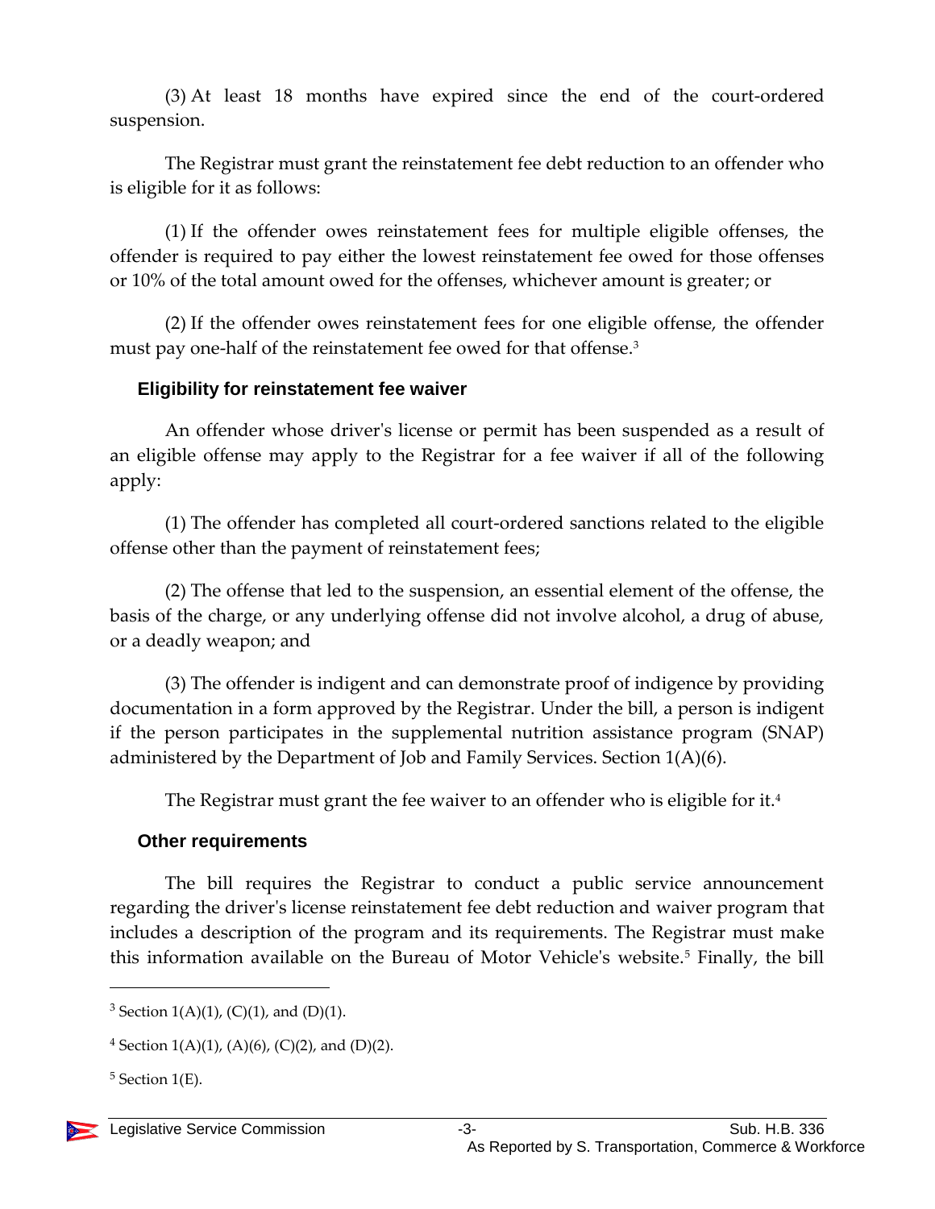(3) At least 18 months have expired since the end of the court-ordered suspension.

The Registrar must grant the reinstatement fee debt reduction to an offender who is eligible for it as follows:

(1) If the offender owes reinstatement fees for multiple eligible offenses, the offender is required to pay either the lowest reinstatement fee owed for those offenses or 10% of the total amount owed for the offenses, whichever amount is greater; or

(2) If the offender owes reinstatement fees for one eligible offense, the offender must pay one-half of the reinstatement fee owed for that offense.[3]

### Eligibility for reinstatement fee waiver

An offender whose driver's license or permit has been suspended as a result of an eligible offense may apply to the Registrar for a fee waiver if all of the following apply:

(1) The offender has completed all court-ordered sanctions related to the eligible offense other than the payment of reinstatement fees;

(2) The offense that led to the suspension, an essential element of the offense, the basis of the charge, or any underlying offense did not involve alcohol, a drug of abuse, or a deadly weapon; and

(3) The offender is indigent and can demonstrate proof of indigence by providing documentation in a form approved by the Registrar. Under the bill, a person is indigent if the person participates in the supplemental nutrition assistance program (SNAP) administered by the Department of Job and Family Services. Section 1(A)(6).

The Registrar must grant the fee waiver to an offender who is eligible for it.[4]

### Other requirements

The bill requires the Registrar to conduct a public service announcement regarding the driver's license reinstatement fee debt reduction and waiver program that includes a description of the program and its requirements. The Registrar must make this information available on the Bureau of Motor Vehicle's website.[5] Finally, the bill

---

[3] Section 1(A)(1), (C)(1), and (D)(1).

[4] Section 1(A)(1), (A)(6), (C)(2), and (D)(2).

[5] Section 1(E).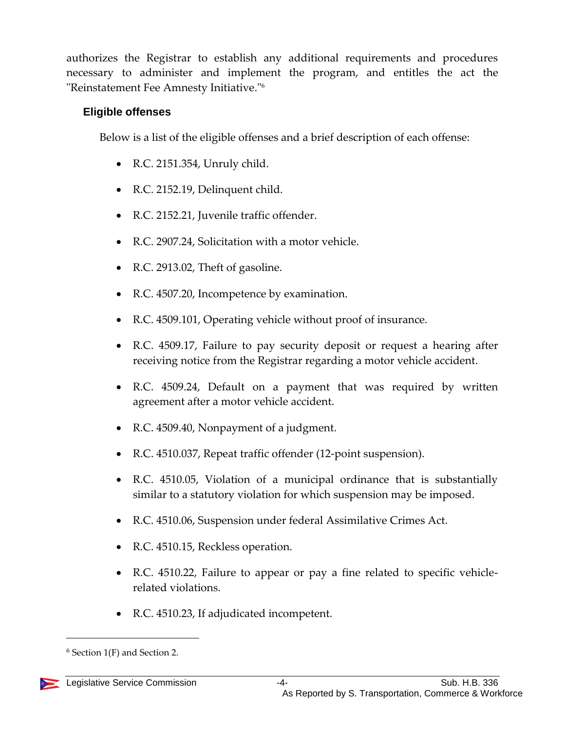authorizes the Registrar to establish any additional requirements and procedures necessary to administer and implement the program, and entitles the act the "Reinstatement Fee Amnesty Initiative."[6]

### Eligible offenses

Below is a list of the eligible offenses and a brief description of each offense:

- R.C. 2151.354, Unruly child.
- R.C. 2152.19, Delinquent child.
- R.C. 2152.21, Juvenile traffic offender.
- R.C. 2907.24, Solicitation with a motor vehicle.
- R.C. 2913.02, Theft of gasoline.
- R.C. 4507.20, Incompetence by examination.
- R.C. 4509.101, Operating vehicle without proof of insurance.
- R.C. 4509.17, Failure to pay security deposit or request a hearing after receiving notice from the Registrar regarding a motor vehicle accident.
- R.C. 4509.24, Default on a payment that was required by written agreement after a motor vehicle accident.
- R.C. 4509.40, Nonpayment of a judgment.
- R.C. 4510.037, Repeat traffic offender (12-point suspension).
- R.C. 4510.05, Violation of a municipal ordinance that is substantially similar to a statutory violation for which suspension may be imposed.
- R.C. 4510.06, Suspension under federal Assimilative Crimes Act.
- R.C. 4510.15, Reckless operation.
- R.C. 4510.22, Failure to appear or pay a fine related to specific vehicle-related violations.
- R.C. 4510.23, If adjudicated incompetent.

[6] Section 1(F) and Section 2.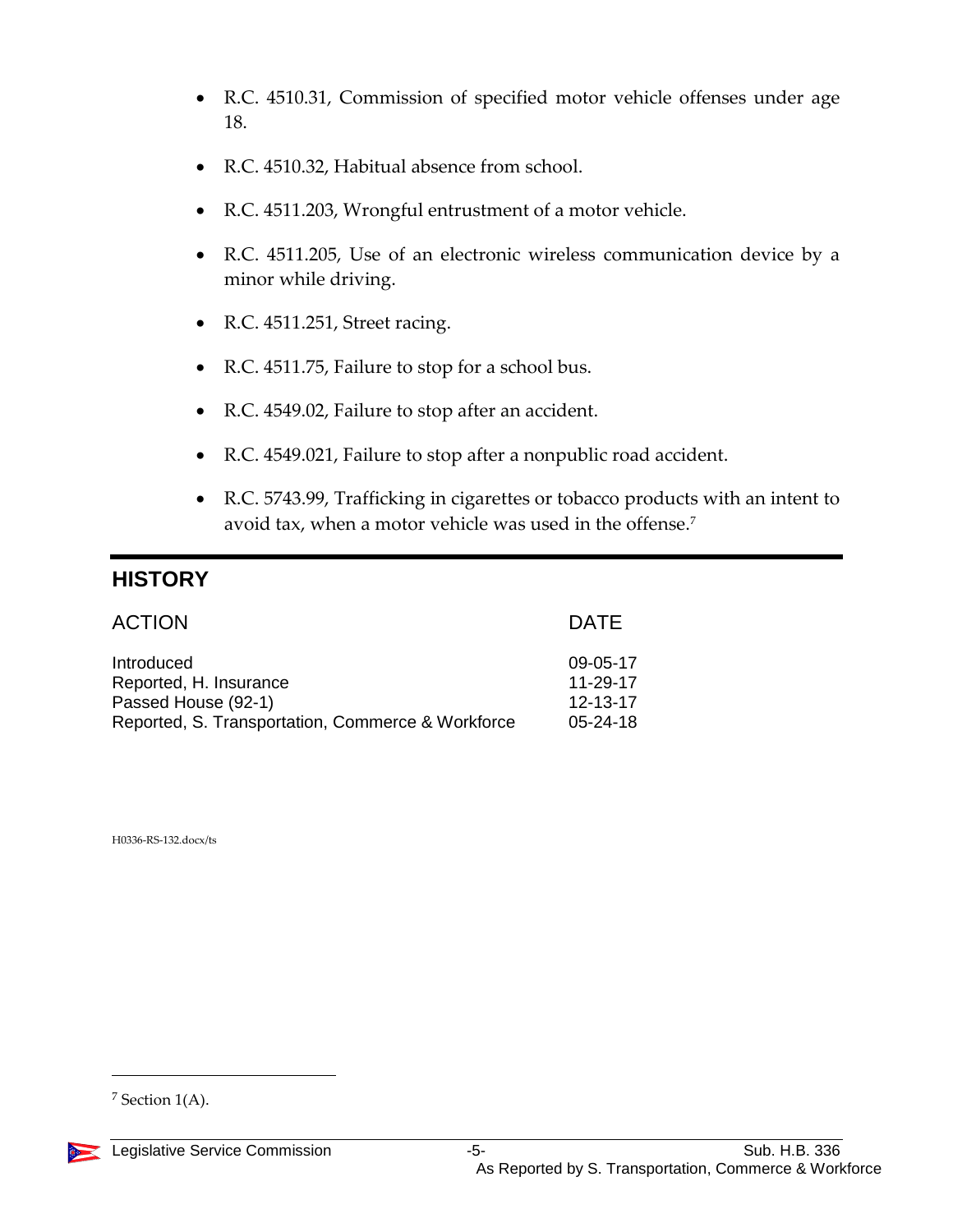- R.C. 4510.31, Commission of specified motor vehicle offenses under age 18.
- R.C. 4510.32, Habitual absence from school.
- R.C. 4511.203, Wrongful entrustment of a motor vehicle.
- R.C. 4511.205, Use of an electronic wireless communication device by a minor while driving.
- R.C. 4511.251, Street racing.
- R.C. 4511.75, Failure to stop for a school bus.
- R.C. 4549.02, Failure to stop after an accident.
- R.C. 4549.021, Failure to stop after a nonpublic road accident.
- R.C. 5743.99, Trafficking in cigarettes or tobacco products with an intent to avoid tax, when a motor vehicle was used in the offense.[7]

## HISTORY

| ACTION | DATE |
|---|---|
| Introduced | 09-05-17 |
| Reported, H. Insurance | 11-29-17 |
| Passed House (92-1) | 12-13-17 |
| Reported, S. Transportation, Commerce & Workforce | 05-24-18 |

H0336-RS-132.docx/ts

[7] Section 1(A).